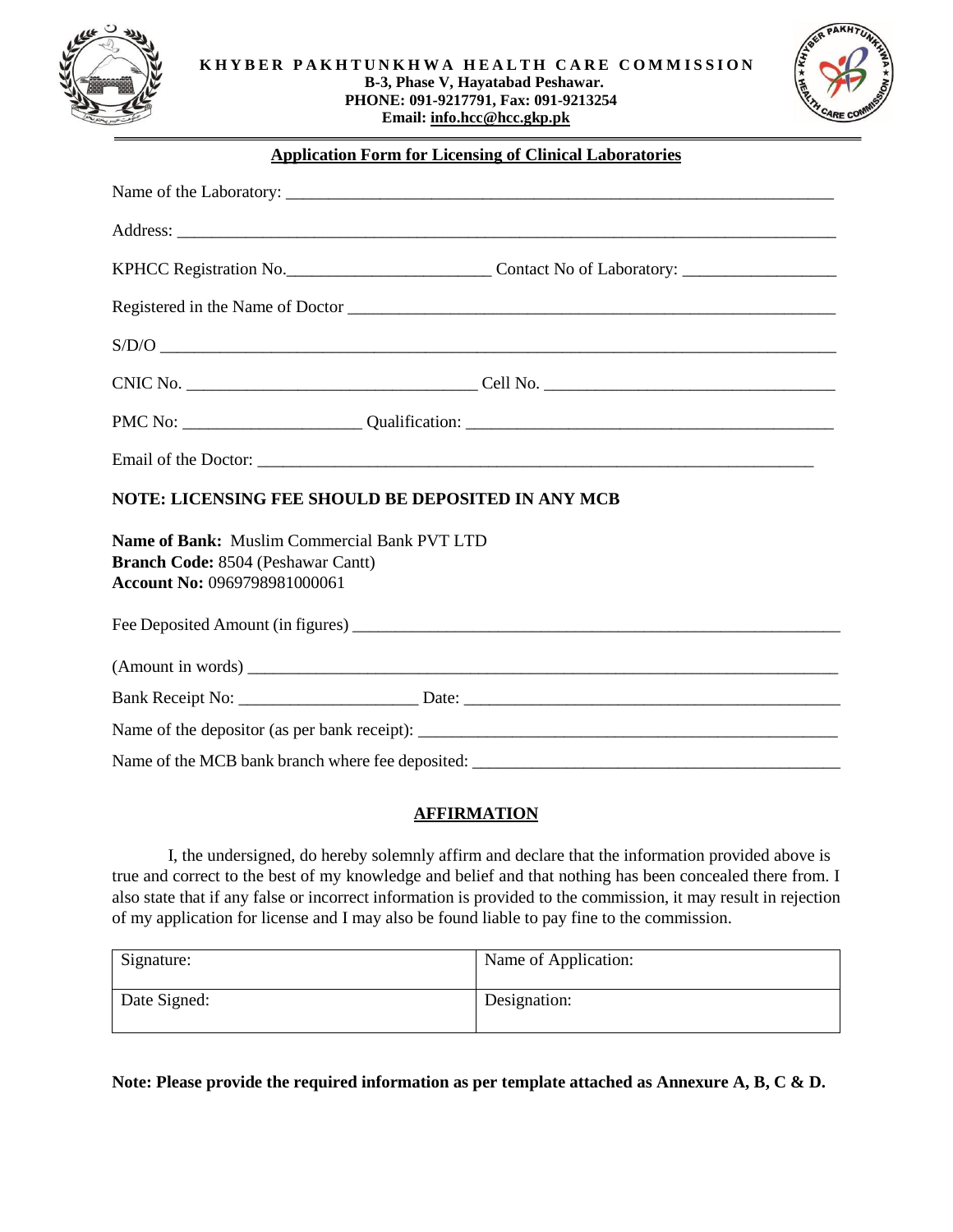**KHYBER PAKHTUNKHWA HEALTH CARE COMMISSION**
**B-3, Phase V, Hayatabad Peshawar.**
**PHONE: 091-9217791, Fax: 091-9213254**
**Email: info.hcc@hcc.gkp.pk**

## Application Form for Licensing of Clinical Laboratories

Name of the Laboratory: ____________________________________________________________________

Address: ____________________________________________________________________________

KPHCC Registration No.________________________ Contact No of Laboratory: __________________

Registered in the Name of Doctor ___________________________________________________________

S/D/O ______________________________________________________________________________

CNIC No. __________________________________ Cell No. __________________________________

PMC No: ____________________ Qualification: __________________________________________

Email of the Doctor: _________________________________________________________________

**NOTE: LICENSING FEE SHOULD BE DEPOSITED IN ANY MCB**

**Name of Bank:** Muslim Commercial Bank PVT LTD
**Branch Code:** 8504 (Peshawar Cantt)
**Account No:** 0969798981000061

Fee Deposited Amount (in figures) ______________________________________________________

(Amount in words) __________________________________________________________________

Bank Receipt No: ____________________ Date: ____________________________________________

Name of the depositor (as per bank receipt): ______________________________________________

Name of the MCB bank branch where fee deposited: __________________________________________

## AFFIRMATION

I, the undersigned, do hereby solemnly affirm and declare that the information provided above is true and correct to the best of my knowledge and belief and that nothing has been concealed there from. I also state that if any false or incorrect information is provided to the commission, it may result in rejection of my application for license and I may also be found liable to pay fine to the commission.

| Signature: | Name of Application: |
|---|---|
| Date Signed: | Designation: |

**Note: Please provide the required information as per template attached as Annexure A, B, C & D.**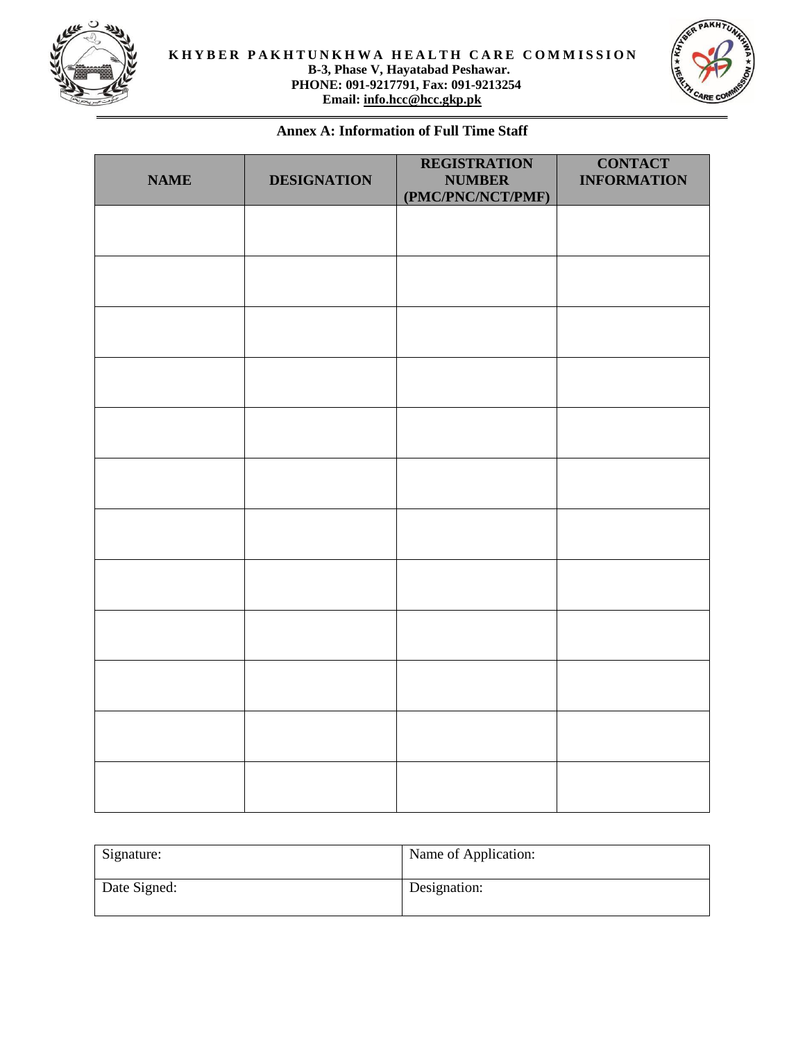**KHYBER PAKHTUNKHWA HEALTH CARE COMMISSION**
**B-3, Phase V, Hayatabad Peshawar.**
**PHONE: 091-9217791, Fax: 091-9213254**
**Email: info.hcc@hcc.gkp.pk**

## Annex A: Information of Full Time Staff

| NAME | DESIGNATION | REGISTRATION NUMBER (PMC/PNC/NCT/PMF) | CONTACT INFORMATION |
|---|---|---|---|
| | | | |
| | | | |
| | | | |
| | | | |
| | | | |
| | | | |
| | | | |
| | | | |
| | | | |
| | | | |
| | | | |
| | | | |

| Signature: | Name of Application: |
|---|---|
| Date Signed: | Designation: |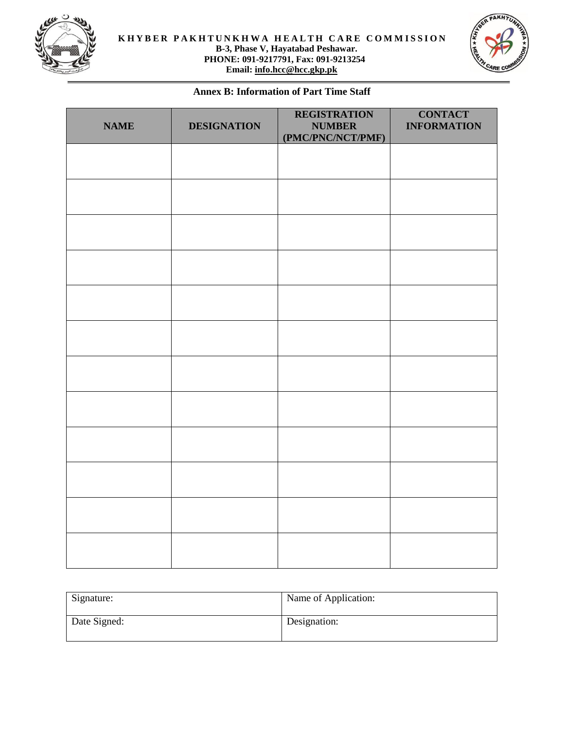**KHYBER PAKHTUNKHWA HEALTH CARE COMMISSION**
**B-3, Phase V, Hayatabad Peshawar.**
**PHONE: 091-9217791, Fax: 091-9213254**
**Email: info.hcc@hcc.gkp.pk**

## Annex B: Information of Part Time Staff

| NAME | DESIGNATION | REGISTRATION NUMBER (PMC/PNC/NCT/PMF) | CONTACT INFORMATION |
|---|---|---|---|
| | | | |
| | | | |
| | | | |
| | | | |
| | | | |
| | | | |
| | | | |
| | | | |
| | | | |
| | | | |
| | | | |
| | | | |

| Signature: | Name of Application: |
|---|---|
| Date Signed: | Designation: |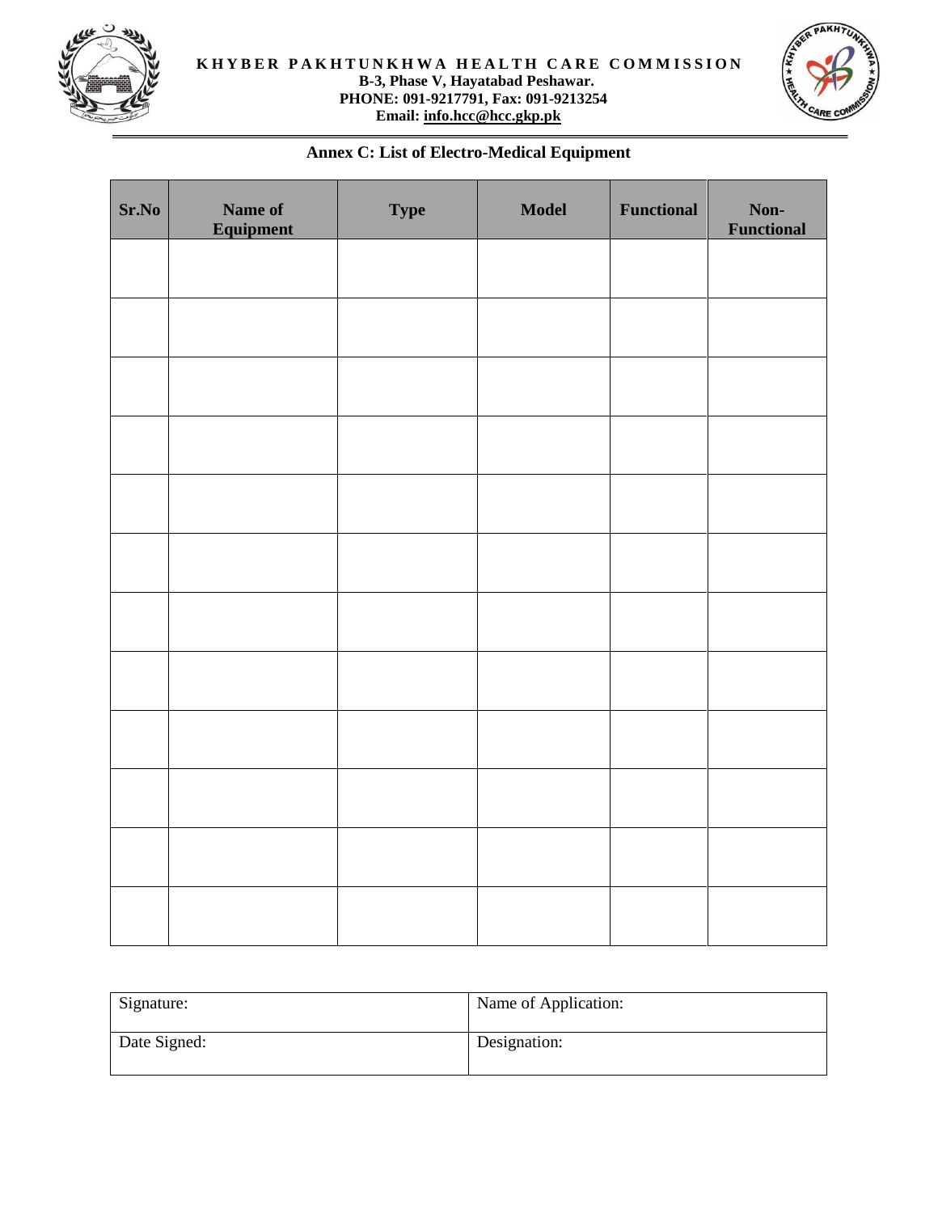**KHYBER PAKHTUNKHWA HEALTH CARE COMMISSION**
**B-3, Phase V, Hayatabad Peshawar.**
**PHONE: 091-9217791, Fax: 091-9213254**
**Email: info.hcc@hcc.gkp.pk**

## Annex C: List of Electro-Medical Equipment

| Sr.No | Name of Equipment | Type | Model | Functional | Non-Functional |
|---|---|---|---|---|---|
| | | | | | |
| | | | | | |
| | | | | | |
| | | | | | |
| | | | | | |
| | | | | | |
| | | | | | |
| | | | | | |
| | | | | | |
| | | | | | |
| | | | | | |
| | | | | | |

| Signature: | Name of Application: |
|---|---|
| Date Signed: | Designation: |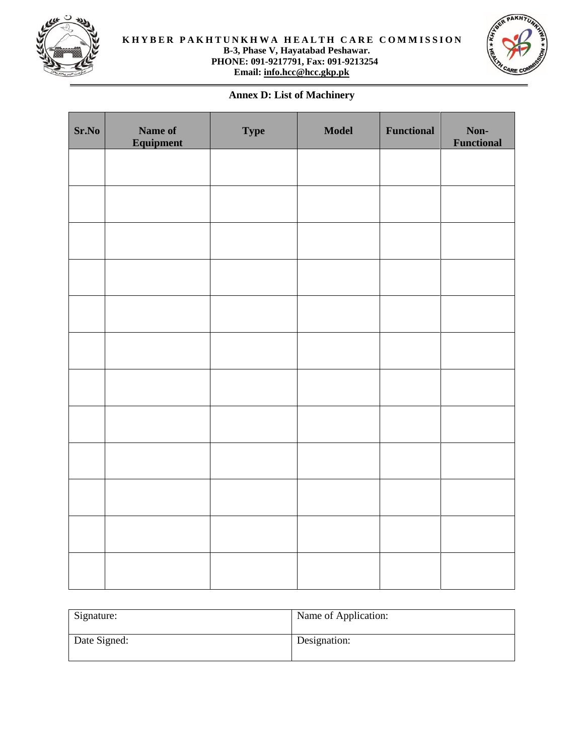**KHYBER PAKHTUNKHWA HEALTH CARE COMMISSION**
**B-3, Phase V, Hayatabad Peshawar.**
**PHONE: 091-9217791, Fax: 091-9213254**
**Email: info.hcc@hcc.gkp.pk**

## Annex D: List of Machinery

| Sr.No | Name of Equipment | Type | Model | Functional | Non-Functional |
|---|---|---|---|---|---|
| | | | | | |
| | | | | | |
| | | | | | |
| | | | | | |
| | | | | | |
| | | | | | |
| | | | | | |
| | | | | | |
| | | | | | |
| | | | | | |
| | | | | | |
| | | | | | |

| | |
|---|---|
| Signature: | Name of Application: |
| Date Signed: | Designation: |